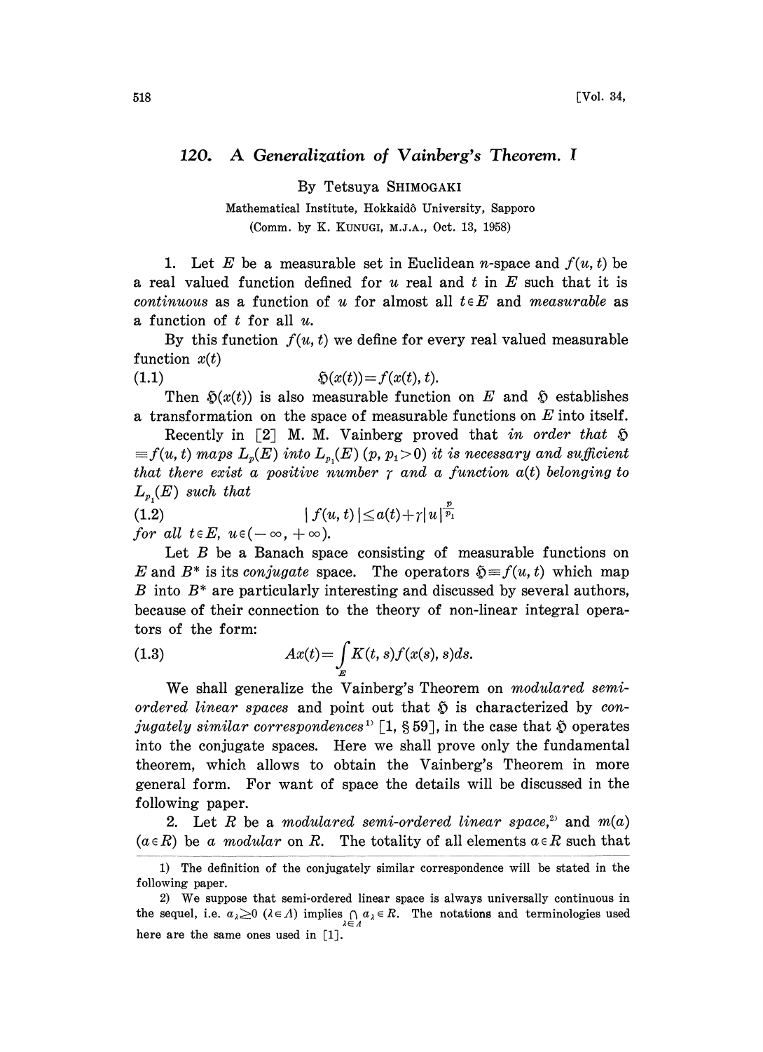# 120. A Generalization of Vainberg's Theorem. I

By Tetsuya SHIMOGAKI

Mathematical Institute, Hokkaidô University, Sapporo

(Comm. by K. KUNUGI, M.J.A., Oct. 13, 1958)

1. Let $E$ be a measurable set in Euclidean $n$-space and $f(u, t)$ be a real valued function defined for $u$ real and $t$ in $E$ such that it is *continuous* as a function of $u$ for almost all $t \in E$ and *measurable* as a function of $t$ for all $u$.

By this function $f(u, t)$ we define for every real valued measurable function $x(t)$

$$\mathfrak{H}(x(t)) = f(x(t), t). \tag{1.1}$$

Then $\mathfrak{H}(x(t))$ is also measurable function on $E$ and $\mathfrak{H}$ establishes a transformation on the space of measurable functions on $E$ into itself.

Recently in [2] M. M. Vainberg proved that *in order that* $\mathfrak{H} \equiv f(u, t)$ *maps* $L_p(E)$ *into* $L_{p_1}(E)$ $(p, p_1 > 0)$ *it is necessary and sufficient that there exist a positive number* $\gamma$ *and a function* $a(t)$ *belonging to* $L_{p_1}(E)$ *such that*

$$|f(u, t)| \leq a(t) + \gamma |u|^{\frac{p}{p_1}} \tag{1.2}$$

*for all* $t \in E$, $u \in (-\infty, +\infty)$.

Let $B$ be a Banach space consisting of measurable functions on $E$ and $B^*$ is its *conjugate* space. The operators $\mathfrak{H} \equiv f(u, t)$ which map $B$ into $B^*$ are particularly interesting and discussed by several authors, because of their connection to the theory of non-linear integral operators of the form:

$$Ax(t) = \int_E K(t, s) f(x(s), s) ds. \tag{1.3}$$

We shall generalize the Vainberg's Theorem on *modulared semi-ordered linear spaces* and point out that $\mathfrak{H}$ is characterized by *conjugately similar correspondences*[1] [1, § 59], in the case that $\mathfrak{H}$ operates into the conjugate spaces. Here we shall prove only the fundamental theorem, which allows to obtain the Vainberg's Theorem in more general form. For want of space the details will be discussed in the following paper.

2. Let $R$ be a *modulared semi-ordered linear space*,[2] and $m(a)$ $(a \in R)$ be *a modular* on $R$. The totality of all elements $a \in R$ such that

---

1) The definition of the conjugately similar correspondence will be stated in the following paper.

2) We suppose that semi-ordered linear space is always universally continuous in the sequel, i.e. $a_\lambda \geq 0$ $(\lambda \in \Lambda)$ implies $\bigcap_{\lambda \in \Lambda} a_\lambda \in R$. The notations and terminologies used here are the same ones used in [1].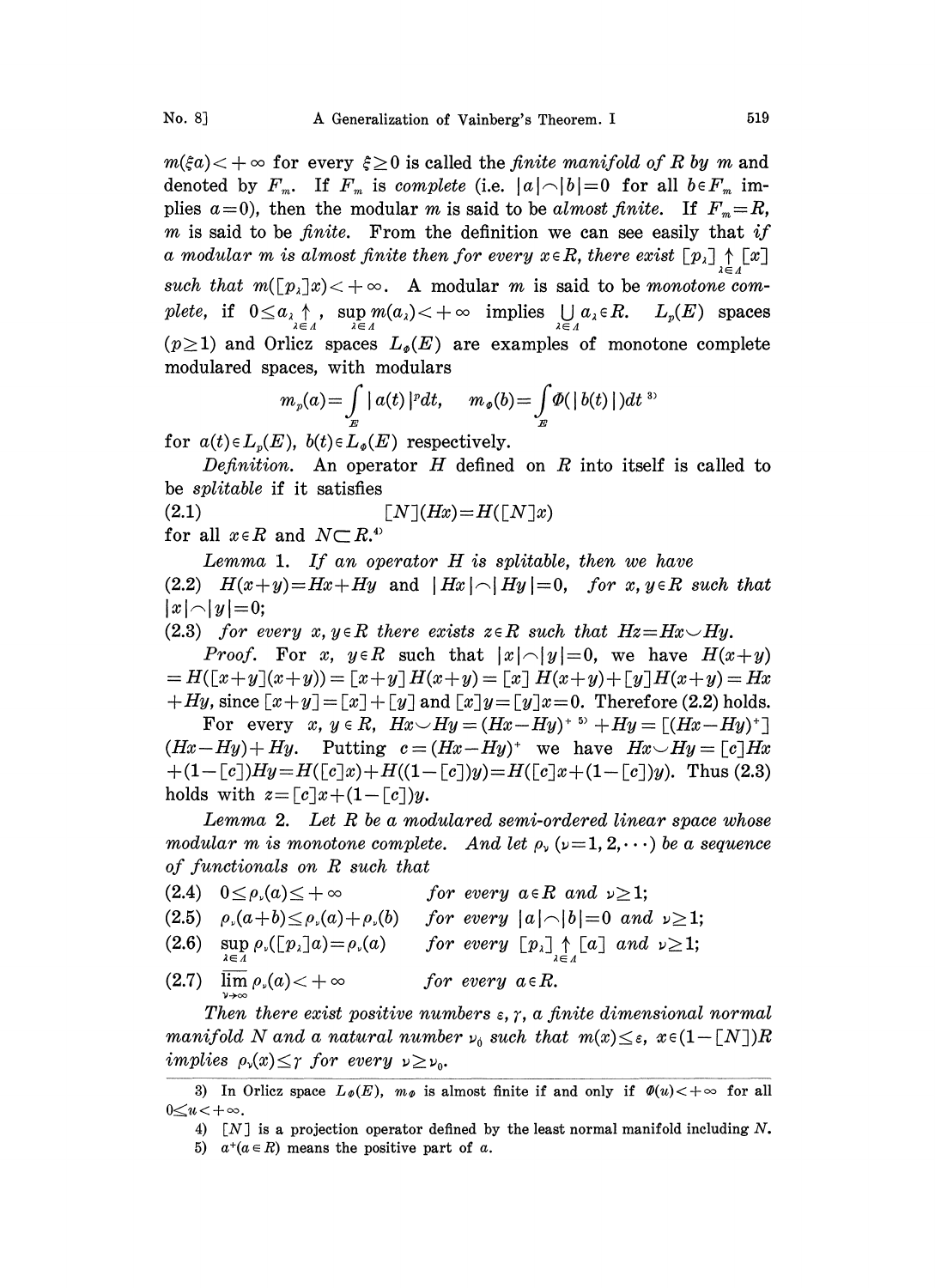$m(\xi a) < +\infty$ for every $\xi \geq 0$ is called the *finite manifold of R by m* and denoted by $F_m$. If $F_m$ is *complete* (i.e. $|a| \frown |b| = 0$ for all $b \in F_m$ implies $a = 0$), then the modular $m$ is said to be *almost finite*. If $F_m = R$, $m$ is said to be *finite*. From the definition we can see easily that *if a modular m is almost finite then for every $x \in R$, there exist $[p_\lambda] \uparrow_{\lambda \in A} [x]$ such that $m([p_\lambda]x) < +\infty$.* A modular $m$ is said to be *monotone complete*, if $0 \leq a_\lambda \uparrow_{\lambda \in A}$, $\sup_{\lambda \in A} m(a_\lambda) < +\infty$ implies $\bigcup_{\lambda \in A} a_\lambda \in R$. $L_p(E)$ spaces ($p \geq 1$) and Orlicz spaces $L_\Phi(E)$ are examples of monotone complete modulared spaces, with modulars

$$m_p(a) = \int_E |a(t)|^p dt, \qquad m_\Phi(b) = \int_E \Phi(|b(t)|)dt$$ [3]

for $a(t) \in L_p(E)$, $b(t) \in L_\Phi(E)$ respectively.

*Definition.* An operator $H$ defined on $R$ into itself is called to be *splitable* if it satisfies

$$[N](Hx) = H([N]x) \tag{2.1}$$

for all $x \in R$ and $N \subset R$.[4]

*Lemma 1. If an operator H is splitable, then we have*

(2.2) $H(x+y) = Hx + Hy$ *and* $|Hx| \frown |Hy| = 0$, *for* $x, y \in R$ *such that* $|x| \frown |y| = 0$;

(2.3) *for every* $x, y \in R$ *there exists* $z \in R$ *such that* $Hz = Hx \smile Hy$.

*Proof.* For $x$, $y \in R$ such that $|x| \frown |y| = 0$, we have $H(x+y) = H([x+y](x+y)) = [x+y]H(x+y) = [x]H(x+y) + [y]H(x+y) = Hx + Hy$, since $[x+y] = [x] + [y]$ and $[x]y = [y]x = 0$. Therefore (2.2) holds.

For every $x$, $y \in R$, $Hx \smile Hy = (Hx - Hy)^+$ [5] $+ Hy = [(Hx - Hy)^+](Hx - Hy) + Hy$. Putting $c = (Hx - Hy)^+$ we have $Hx \smile Hy = [c]Hx + (1 - [c])Hy = H([c]x) + H((1 - [c])y) = H([c]x + (1 - [c])y)$. Thus (2.3) holds with $z = [c]x + (1 - [c])y$.

*Lemma 2. Let R be a modulared semi-ordered linear space whose modular m is monotone complete. And let $\rho_\nu$ ($\nu = 1, 2, \cdots$) be a sequence of functionals on R such that*

| | | |
|---|---|---|
| (2.4) | $0 \leq \rho_\nu(a) \leq +\infty$ | *for every* $a \in R$ *and* $\nu \geq 1$; |
| (2.5) | $\rho_\nu(a+b) \leq \rho_\nu(a) + \rho_\nu(b)$ | *for every* $\lvert a\rvert \frown \lvert b\rvert = 0$ *and* $\nu \geq 1$; |
| (2.6) | $\sup_{\lambda \in A} \rho_\nu([p_\lambda]a) = \rho_\nu(a)$ | *for every* $[p_\lambda] \uparrow_{\lambda \in A} [a]$ *and* $\nu \geq 1$; |
| (2.7) | $\overline{\lim}_{\nu \to \infty} \rho_\nu(a) < +\infty$ | *for every* $a \in R$. |

*Then there exist positive numbers $\varepsilon, \gamma$, a finite dimensional normal manifold N and a natural number $\nu_0$ such that $m(x) \leq \varepsilon$, $x \in (1 - [N])R$ implies $\rho_\nu(x) \leq \gamma$ for every $\nu \geq \nu_0$.*

---

3) In Orlicz space $L_\Phi(E)$, $m_\Phi$ is almost finite if and only if $\Phi(u) < +\infty$ for all $0 \leq u < +\infty$.

4) $[N]$ is a projection operator defined by the least normal manifold including $N$.

5) $a^+ (a \in R)$ means the positive part of $a$.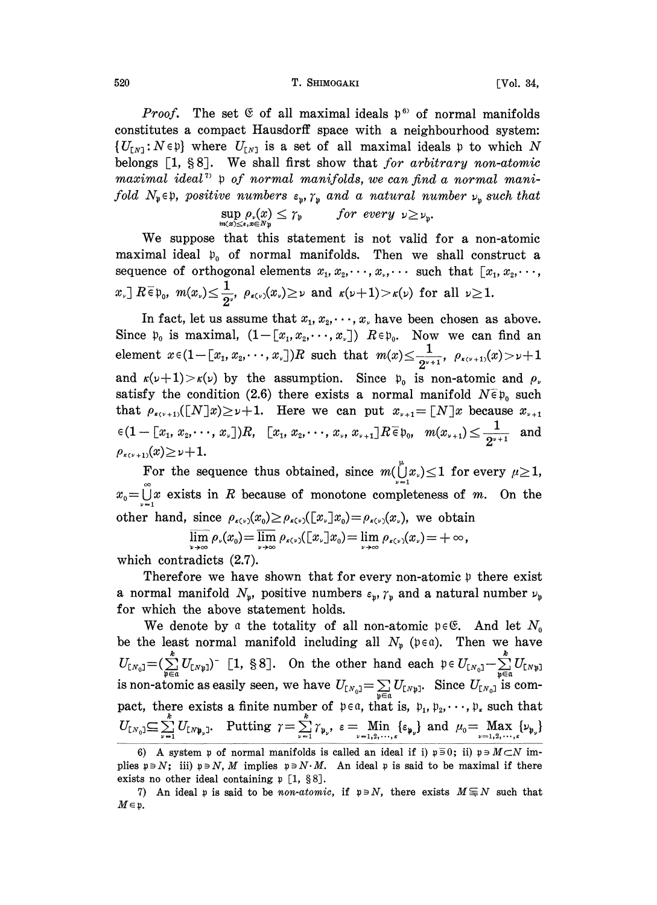*Proof.* The set $\mathfrak{E}$ of all maximal ideals $\mathfrak{p}$[6] of normal manifolds constitutes a compact Hausdorff space with a neighbourhood system: $\{U_{[N]}: N \in \mathfrak{p}\}$ where $U_{[N]}$ is a set of all maximal ideals $\mathfrak{p}$ to which $N$ belongs [1, §8]. We shall first show that *for arbitrary non-atomic maximal ideal*[7] $\mathfrak{p}$ *of normal manifolds, we can find a normal manifold* $N_{\mathfrak{p}} \in \mathfrak{p}$, *positive numbers* $\varepsilon_{\mathfrak{p}}, \gamma_{\mathfrak{p}}$ *and a natural number* $\nu_{\mathfrak{p}}$ *such that*

$$\sup_{m(x) \leq \varepsilon, x \in N_{\mathfrak{p}}} \rho_\nu(x) \leq \gamma_{\mathfrak{p}} \qquad \textit{for every } \nu \geq \nu_{\mathfrak{p}}.$$

We suppose that this statement is not valid for a non-atomic maximal ideal $\mathfrak{p}_0$ of normal manifolds. Then we shall construct a sequence of orthogonal elements $x_1, x_2, \cdots, x_\nu, \cdots$ such that $[x_1, x_2, \cdots, x_\nu] R \bar{\in} \mathfrak{p}_0$, $m(x_\nu) \leq \frac{1}{2^\nu}$, $\rho_{\kappa(\nu)}(x_\nu) \geq \nu$ and $\kappa(\nu+1) > \kappa(\nu)$ for all $\nu \geq 1$.

In fact, let us assume that $x_1, x_2, \cdots, x_\nu$ have been chosen as above. Since $\mathfrak{p}_0$ is maximal, $(1-[x_1, x_2, \cdots, x_\nu]) R \in \mathfrak{p}_0$. Now we can find an element $x \in (1-[x_1, x_2, \cdots, x_\nu])R$ such that $m(x) \leq \frac{1}{2^{\nu+1}}$, $\rho_{\kappa(\nu+1)}(x) > \nu+1$ and $\kappa(\nu+1) > \kappa(\nu)$ by the assumption. Since $\mathfrak{p}_0$ is non-atomic and $\rho_\nu$ satisfy the condition (2.6) there exists a normal manifold $N \bar{\in} \mathfrak{p}_0$ such that $\rho_{\kappa(\nu+1)}([N]x) \geq \nu+1$. Here we can put $x_{\nu+1} = [N]x$ because $x_{\nu+1} \in (1-[x_1, x_2, \cdots, x_\nu])R$, $[x_1, x_2, \cdots, x_\nu, x_{\nu+1}] R \bar{\in} \mathfrak{p}_0$, $m(x_{\nu+1}) \leq \frac{1}{2^{\nu+1}}$ and $\rho_{\kappa(\nu+1)}(x) \geq \nu+1$.

For the sequence thus obtained, since $m(\bigcup_{\nu=1}^{\mu} x_\nu) \leq 1$ for every $\mu \geq 1$, $x_0 = \bigcup_{\nu=1}^{\infty} x$ exists in $R$ because of monotone completeness of $m$. On the other hand, since $\rho_{\kappa(\nu)}(x_0) \geq \rho_{\kappa(\nu)}([x_\nu]x_0) = \rho_{\kappa(\nu)}(x_\nu)$, we obtain

$$\overline{\lim_{\nu \to \infty}} \rho_\nu(x_0) = \overline{\lim_{\nu \to \infty}} \rho_{\kappa(\nu)}([x_\nu]x_0) = \lim_{\nu \to \infty} \rho_{\kappa(\nu)}(x_\nu) = +\infty,$$

which contradicts (2.7).

Therefore we have shown that for every non-atomic $\mathfrak{p}$ there exist a normal manifold $N_{\mathfrak{p}}$, positive numbers $\varepsilon_{\mathfrak{p}}, \gamma_{\mathfrak{p}}$ and a natural number $\nu_{\mathfrak{p}}$ for which the above statement holds.

We denote by $\mathfrak{a}$ the totality of all non-atomic $\mathfrak{p} \in \mathfrak{E}$. And let $N_0$ be the least normal manifold including all $N_{\mathfrak{p}}$ ($\mathfrak{p} \in \mathfrak{a}$). Then we have $U_{[N_0]} = (\sum_{\mathfrak{p} \in \mathfrak{a}}^{k} U_{[N_{\mathfrak{p}}]})^-$ [1, §8]. On the other hand each $\mathfrak{p} \in U_{[N_0]} - \sum_{\mathfrak{p} \in \mathfrak{a}}^{k} U_{[N_{\mathfrak{p}}]}$ is non-atomic as easily seen, we have $U_{[N_0]} = \sum_{\mathfrak{p} \in \mathfrak{a}} U_{[N_{\mathfrak{p}}]}$. Since $U_{[N_0]}$ is compact, there exists a finite number of $\mathfrak{p} \in \mathfrak{a}$, that is, $\mathfrak{p}_1, \mathfrak{p}_2, \cdots, \mathfrak{p}_\kappa$ such that $U_{[N_0]} \subseteq \sum_{\nu=1}^{k} U_{[N_{\mathfrak{p}_\nu}]}$. Putting $\gamma = \sum_{\nu=1}^{k} \gamma_{\mathfrak{p}_\nu}$, $\varepsilon = \min_{\nu=1,2,\cdots,\kappa} \{\varepsilon_{\mathfrak{p}_\nu}\}$ and $\mu_0 = \max_{\nu=1,2,\cdots,\kappa} \{\nu_{\mathfrak{p}_\nu}\}$

---

6) A system $\mathfrak{p}$ of normal manifolds is called an ideal if i) $\mathfrak{p} \bar{\ni} 0$; ii) $\mathfrak{p} \ni M \subset N$ implies $\mathfrak{p} \ni N$; iii) $\mathfrak{p} \ni N, M$ implies $\mathfrak{p} \ni N \cdot M$. An ideal $\mathfrak{p}$ is said to be maximal if there exists no other ideal containing $\mathfrak{p}$ [1, §8].

7) An ideal $\mathfrak{p}$ is said to be *non-atomic*, if $\mathfrak{p} \ni N$, there exists $M \subsetneqq N$ such that $M \in \mathfrak{p}$.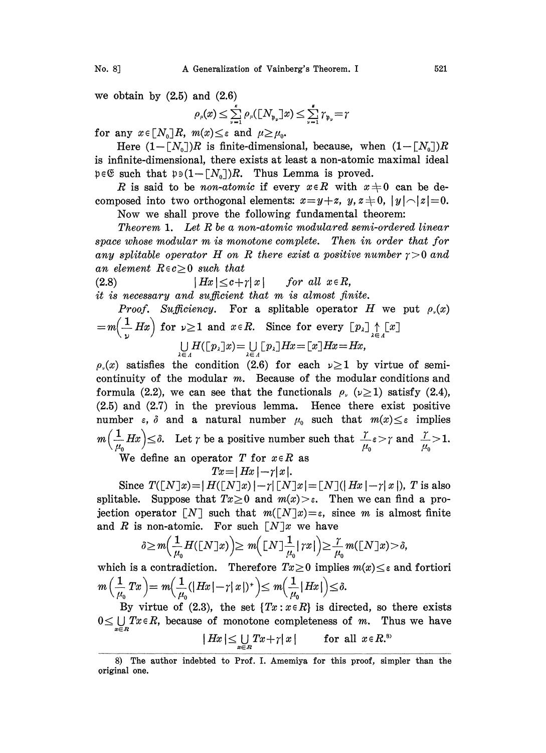we obtain by (2.5) and (2.6)

$$\rho_\mu(x) \leq \sum_{\nu=1}^{\kappa} \rho_\mu([N_{\mathfrak{p}_\nu}]x) \leq \sum_{\nu=1}^{\kappa} \gamma_{\mathfrak{p}_\nu} = \gamma$$

for any $x \in [N_0]R$, $m(x) \leq \varepsilon$ and $\mu \geq \mu_0$.

Here $(1-[N_0])R$ is finite-dimensional, because, when $(1-[N_0])R$ is infinite-dimensional, there exists at least a non-atomic maximal ideal $\mathfrak{p} \in \mathfrak{E}$ such that $\mathfrak{p} \ni (1-[N_0])R$. Thus Lemma is proved.

$R$ is said to be *non-atomic* if every $x \in R$ with $x \neq 0$ can be decomposed into two orthogonal elements: $x = y + z$, $y, z \neq 0$, $|y| \frown |z| = 0$.

Now we shall prove the following fundamental theorem:

*Theorem* 1. *Let $R$ be a non-atomic modulared semi-ordered linear space whose modular $m$ is monotone complete. Then in order that for any splitable operator $H$ on $R$ there exist a positive number $\gamma > 0$ and an element $R \ni c \geq 0$ such that*

$$(2.8) \qquad |Hx| \leq c + \gamma |x| \qquad \textit{for all } x \in R,$$

*it is necessary and sufficient that $m$ is almost finite.*

*Proof. Sufficiency.* For a splitable operator $H$ we put $\rho_\nu(x) = m\left(\frac{1}{\nu} Hx\right)$ for $\nu \geq 1$ and $x \in R$. Since for every $[p_\lambda] \uparrow_{\lambda \in \Lambda} [x]$

$$\bigcup_{\lambda \in \Lambda} H([p_\lambda]x) = \bigcup_{\lambda \in \Lambda} [p_\lambda]Hx = [x]Hx = Hx,$$

$\rho_\nu(x)$ satisfies the condition (2.6) for each $\nu \geq 1$ by virtue of semi-continuity of the modular $m$. Because of the modular conditions and formula (2.2), we can see that the functionals $\rho_\nu$ $(\nu \geq 1)$ satisfy (2.4), (2.5) and (2.7) in the previous lemma. Hence there exist positive number $\varepsilon$, $\delta$ and a natural number $\mu_0$ such that $m(x) \leq \varepsilon$ implies $m\left(\frac{1}{\mu_0} Hx\right) \leq \delta$. Let $\gamma$ be a positive number such that $\frac{\gamma}{\mu_0}\varepsilon > \gamma$ and $\frac{\gamma}{\mu_0} > 1$.

We define an operator $T$ for $x \in R$ as

$$Tx = |Hx| - \gamma |x|.$$

Since $T([N]x) = |H([N]x)| - \gamma |[N]x| = [N](|Hx| - \gamma |x|)$, $T$ is also splitable. Suppose that $Tx \geq 0$ and $m(x) > \varepsilon$. Then we can find a projection operator $[N]$ such that $m([N]x) = \varepsilon$, since $m$ is almost finite and $R$ is non-atomic. For such $[N]x$ we have

$$\delta \geq m\left(\frac{1}{\mu_0} H([N]x)\right) \geq m\left([N]\frac{1}{\mu_0}|\gamma x|\right) \geq \frac{\gamma}{\mu_0} m([N]x) > \delta,$$

which is a contradiction. Therefore $Tx \geq 0$ implies $m(x) \leq \varepsilon$ and fortiori

$$m\left(\frac{1}{\mu_0} Tx\right) = m\left(\frac{1}{\mu_0}(|Hx| - \gamma |x|)^+\right) \leq m\left(\frac{1}{\mu_0}|Hx|\right) \leq \delta.$$

By virtue of (2.3), the set $\{Tx : x \in R\}$ is directed, so there exists $0 \leq \bigcup_{x \in R} Tx \in R$, because of monotone completeness of $m$. Thus we have

$$|Hx| \leq \bigcup_{x \in R} Tx + \gamma |x| \qquad \text{for all } x \in R.\text{[8]}$$

---

8) The author indebted to Prof. I. Amemiya for this proof, simpler than the original one.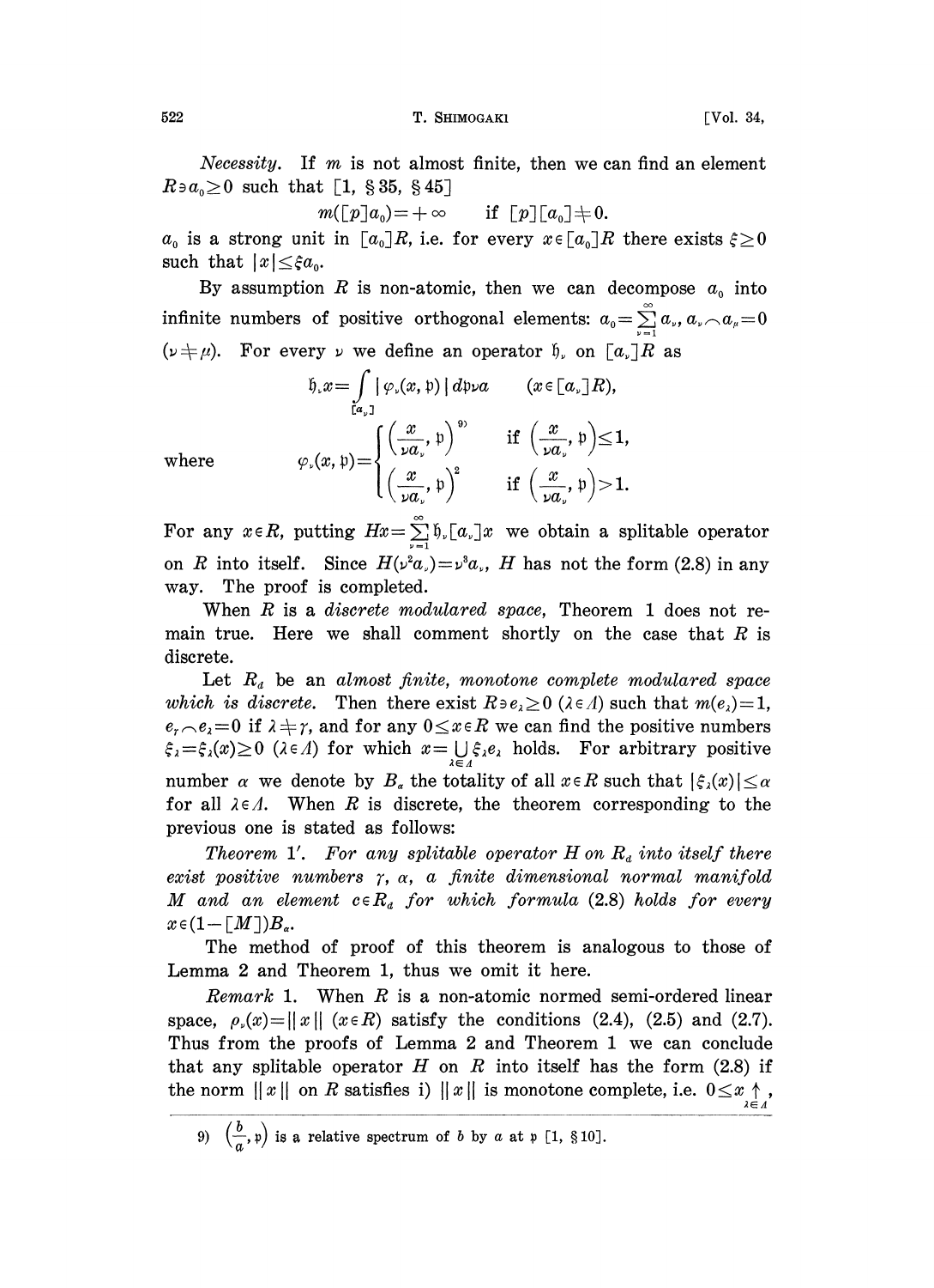*Necessity.* If $m$ is not almost finite, then we can find an element $R \ni a_0 \geq 0$ such that [1, §35, §45]

$$m([p]a_0) = +\infty \qquad \text{if } [p][a_0] \neq 0.$$

$a_0$ is a strong unit in $[a_0]R$, i.e. for every $x \in [a_0]R$ there exists $\xi \geq 0$ such that $|x| \leq \xi a_0$.

By assumption $R$ is non-atomic, then we can decompose $a_0$ into infinite numbers of positive orthogonal elements: $a_0 = \sum_{\nu=1}^{\infty} a_\nu$, $a_\nu \frown a_\mu = 0$ $(\nu \neq \mu)$. For every $\nu$ we define an operator $\mathfrak{h}_\nu$ on $[a_\nu]R$ as

$$\mathfrak{h}_\nu x = \int_{[a_\nu]} |\varphi_\nu(x, \mathfrak{p})| \, d\mathfrak{p}\nu a \qquad (x \in [a_\nu]R),$$

where
$$\varphi_\nu(x, \mathfrak{p}) = \begin{cases} \left(\dfrac{x}{\nu a_\nu}, \mathfrak{p}\right)^{9)} & \text{if } \left(\dfrac{x}{\nu a_\nu}, \mathfrak{p}\right) \leq 1, \\ \left(\dfrac{x}{\nu a_\nu}, \mathfrak{p}\right)^2 & \text{if } \left(\dfrac{x}{\nu a_\nu}, \mathfrak{p}\right) > 1. \end{cases}$$

For any $x \in R$, putting $Hx = \sum_{\nu=1}^{\infty} \mathfrak{h}_\nu [a_\nu] x$ we obtain a splitable operator on $R$ into itself. Since $H(\nu^2 a_\nu) = \nu^3 a_\nu$, $H$ has not the form (2.8) in any way. The proof is completed.

When $R$ is a *discrete modulared space*, Theorem 1 does not remain true. Here we shall comment shortly on the case that $R$ is discrete.

Let $R_d$ be an *almost finite, monotone complete modulared space which is discrete*. Then there exist $R \ni e_\lambda \geq 0$ $(\lambda \in \Lambda)$ such that $m(e_\lambda) = 1$, $e_\gamma \frown e_\lambda = 0$ if $\lambda \neq \gamma$, and for any $0 \leq x \in R$ we can find the positive numbers $\xi_\lambda = \xi_\lambda(x) \geq 0$ $(\lambda \in \Lambda)$ for which $x = \bigcup_{\lambda \in \Lambda} \xi_\lambda e_\lambda$ holds. For arbitrary positive number $\alpha$ we denote by $B_\alpha$ the totality of all $x \in R$ such that $|\xi_\lambda(x)| \leq \alpha$ for all $\lambda \in \Lambda$. When $R$ is discrete, the theorem corresponding to the previous one is stated as follows:

*Theorem* 1′. *For any splitable operator $H$ on $R_d$ into itself there exist positive numbers $\gamma$, $\alpha$, a finite dimensional normal manifold $M$ and an element $c \in R_d$ for which formula* (2.8) *holds for every* $x \in (1 - [M])B_\alpha$.

The method of proof of this theorem is analogous to those of Lemma 2 and Theorem 1, thus we omit it here.

*Remark* 1. When $R$ is a non-atomic normed semi-ordered linear space, $\rho_\nu(x) = \|x\|$ $(x \in R)$ satisfy the conditions (2.4), (2.5) and (2.7). Thus from the proofs of Lemma 2 and Theorem 1 we can conclude that any splitable operator $H$ on $R$ into itself has the form (2.8) if the norm $\|x\|$ on $R$ satisfies i) $\|x\|$ is monotone complete, i.e. $0 \leq x_\lambda \uparrow_{\lambda \in \Lambda}$,

9) $\left(\dfrac{b}{a}, \mathfrak{p}\right)$ is a relative spectrum of $b$ by $a$ at $\mathfrak{p}$ [1, §10].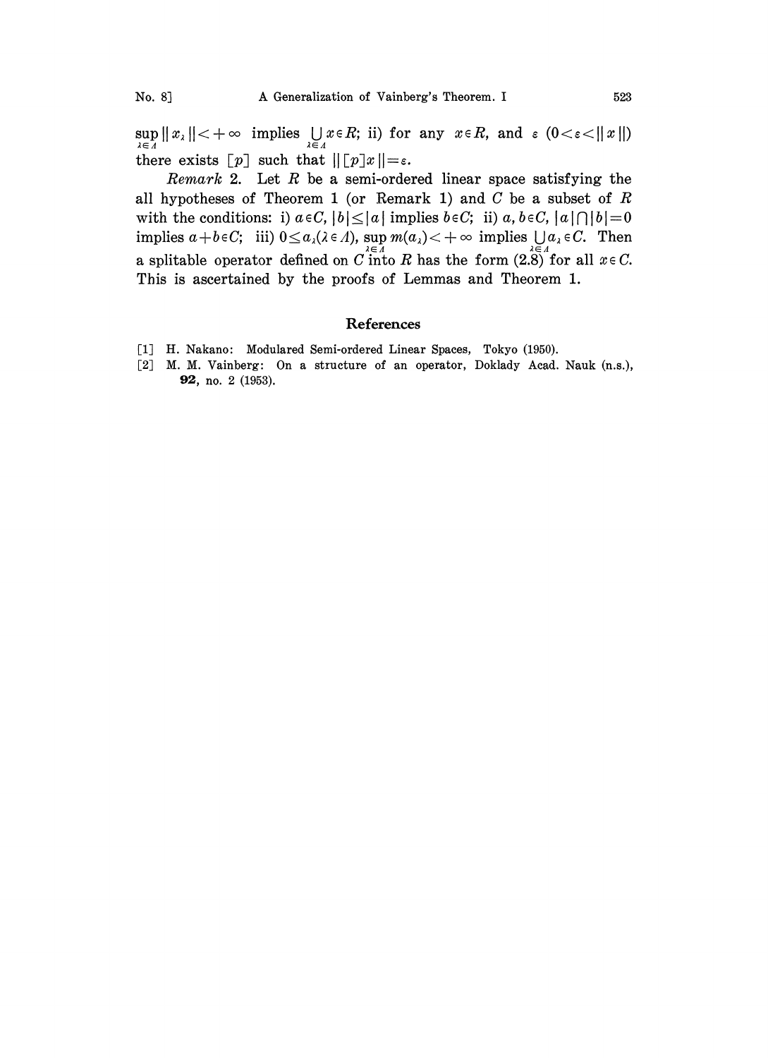$\sup_{\lambda \in \Lambda} \| x_\lambda \| < +\infty$ implies $\bigcup_{\lambda \in \Lambda} x \in R$; ii) for any $x \in R$, and $\varepsilon$ $(0 < \varepsilon < \| x \|)$ there exists $[p]$ such that $\| [p]x \| = \varepsilon$.

*Remark* 2. Let $R$ be a semi-ordered linear space satisfying the all hypotheses of Theorem 1 (or Remark 1) and $C$ be a subset of $R$ with the conditions: i) $a \in C$, $|b| \leq |a|$ implies $b \in C$; ii) $a, b \in C$, $|a| \cap |b| = 0$ implies $a + b \in C$; iii) $0 \leq a_\lambda (\lambda \in \Lambda)$, $\sup_{\lambda \in \Lambda} m(a_\lambda) < +\infty$ implies $\bigcup_{\lambda \in \Lambda} a_\lambda \in C$. Then a splitable operator defined on $C$ into $R$ has the form (2.8) for all $x \in C$. This is ascertained by the proofs of Lemmas and Theorem 1.

## References

[1] H. Nakano: Modulared Semi-ordered Linear Spaces, Tokyo (1950).

[2] M. M. Vainberg: On a structure of an operator, Doklady Acad. Nauk (n.s.), **92**, no. 2 (1953).